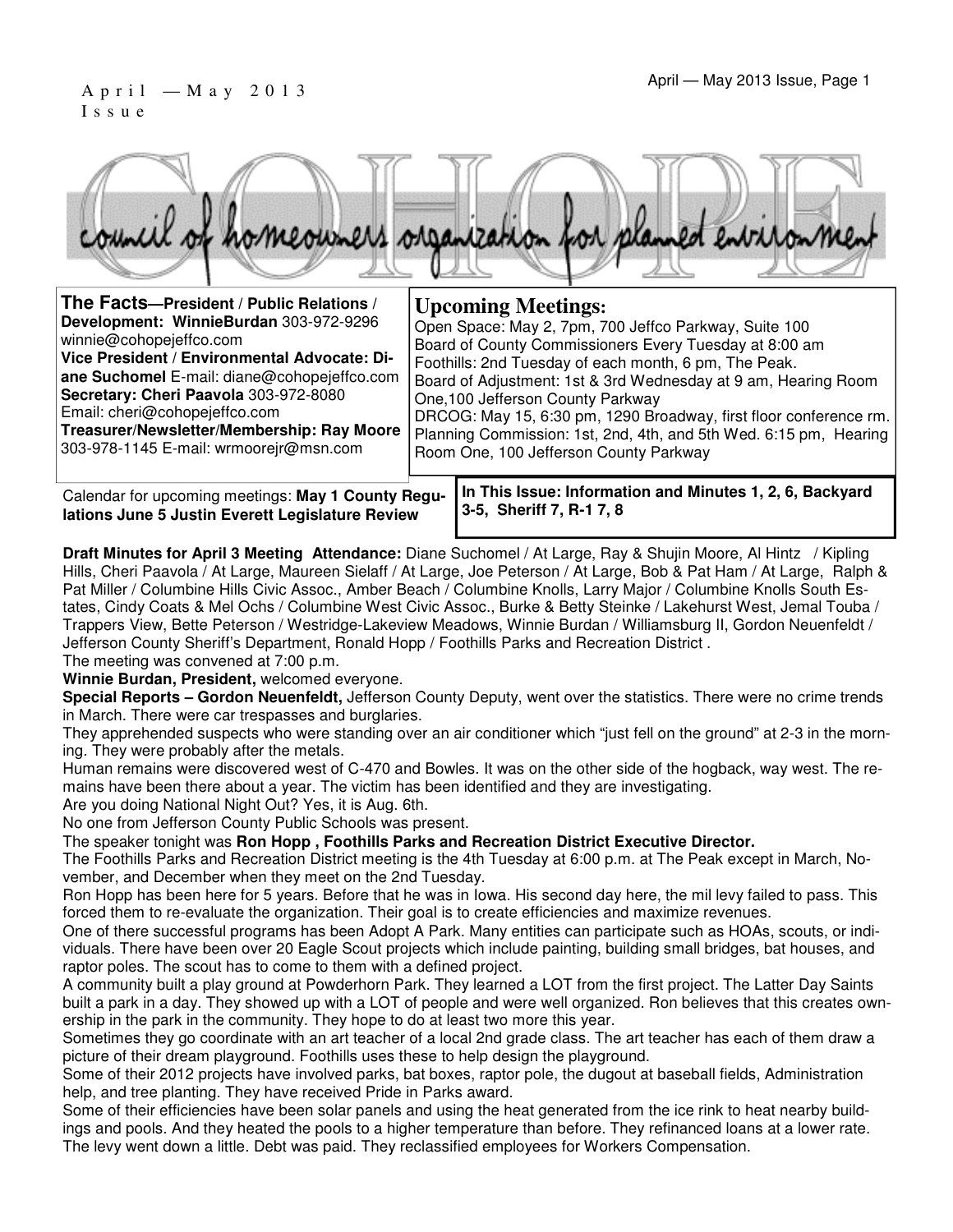A p r i l — M a y 2 0 1 3 I s s u e

# COHOPE

council of homeowners organization for planned environment

**The Facts—President / Public Relations / Development: WinnieBurdan** 303-972-9296 winnie@cohopejeffco.com
**Vice President / Environmental Advocate: Diane Suchomel** E-mail: diane@cohopejeffco.com
**Secretary: Cheri Paavola** 303-972-8080 Email: cheri@cohopejeffco.com
**Treasurer/Newsletter/Membership: Ray Moore** 303-978-1145 E-mail: wrmoorejr@msn.com

## Upcoming Meetings:

Open Space: May 2, 7pm, 700 Jeffco Parkway, Suite 100
Board of County Commissioners Every Tuesday at 8:00 am
Foothills: 2nd Tuesday of each month, 6 pm, The Peak.
Board of Adjustment: 1st & 3rd Wednesday at 9 am, Hearing Room One,100 Jefferson County Parkway
DRCOG: May 15, 6:30 pm, 1290 Broadway, first floor conference rm.
Planning Commission: 1st, 2nd, 4th, and 5th Wed. 6:15 pm, Hearing Room One, 100 Jefferson County Parkway

Calendar for upcoming meetings: **May 1 County Regulations June 5 Justin Everett Legislature Review**

**In This Issue: Information and Minutes 1, 2, 6, Backyard 3-5, Sheriff 7, R-1 7, 8**

**Draft Minutes for April 3 Meeting Attendance:** Diane Suchomel / At Large, Ray & Shujin Moore, Al Hintz / Kipling Hills, Cheri Paavola / At Large, Maureen Sielaff / At Large, Joe Peterson / At Large, Bob & Pat Ham / At Large, Ralph & Pat Miller / Columbine Hills Civic Assoc., Amber Beach / Columbine Knolls, Larry Major / Columbine Knolls South Estates, Cindy Coats & Mel Ochs / Columbine West Civic Assoc., Burke & Betty Steinke / Lakehurst West, Jemal Touba / Trappers View, Bette Peterson / Westridge-Lakeview Meadows, Winnie Burdan / Williamsburg II, Gordon Neuenfeldt / Jefferson County Sheriff's Department, Ronald Hopp / Foothills Parks and Recreation District .

The meeting was convened at 7:00 p.m.

**Winnie Burdan, President,** welcomed everyone.

**Special Reports – Gordon Neuenfeldt,** Jefferson County Deputy, went over the statistics. There were no crime trends in March. There were car trespasses and burglaries.

They apprehended suspects who were standing over an air conditioner which "just fell on the ground" at 2-3 in the morning. They were probably after the metals.

Human remains were discovered west of C-470 and Bowles. It was on the other side of the hogback, way west. The remains have been there about a year. The victim has been identified and they are investigating.

Are you doing National Night Out? Yes, it is Aug. 6th.

No one from Jefferson County Public Schools was present.

The speaker tonight was **Ron Hopp , Foothills Parks and Recreation District Executive Director.**

The Foothills Parks and Recreation District meeting is the 4th Tuesday at 6:00 p.m. at The Peak except in March, November, and December when they meet on the 2nd Tuesday.

Ron Hopp has been here for 5 years. Before that he was in Iowa. His second day here, the mil levy failed to pass. This forced them to re-evaluate the organization. Their goal is to create efficiencies and maximize revenues.

One of there successful programs has been Adopt A Park. Many entities can participate such as HOAs, scouts, or individuals. There have been over 20 Eagle Scout projects which include painting, building small bridges, bat houses, and raptor poles. The scout has to come to them with a defined project.

A community built a play ground at Powderhorn Park. They learned a LOT from the first project. The Latter Day Saints built a park in a day. They showed up with a LOT of people and were well organized. Ron believes that this creates ownership in the park in the community. They hope to do at least two more this year.

Sometimes they go coordinate with an art teacher of a local 2nd grade class. The art teacher has each of them draw a picture of their dream playground. Foothills uses these to help design the playground.

Some of their 2012 projects have involved parks, bat boxes, raptor pole, the dugout at baseball fields, Administration help, and tree planting. They have received Pride in Parks award.

Some of their efficiencies have been solar panels and using the heat generated from the ice rink to heat nearby buildings and pools. And they heated the pools to a higher temperature than before. They refinanced loans at a lower rate. The levy went down a little. Debt was paid. They reclassified employees for Workers Compensation.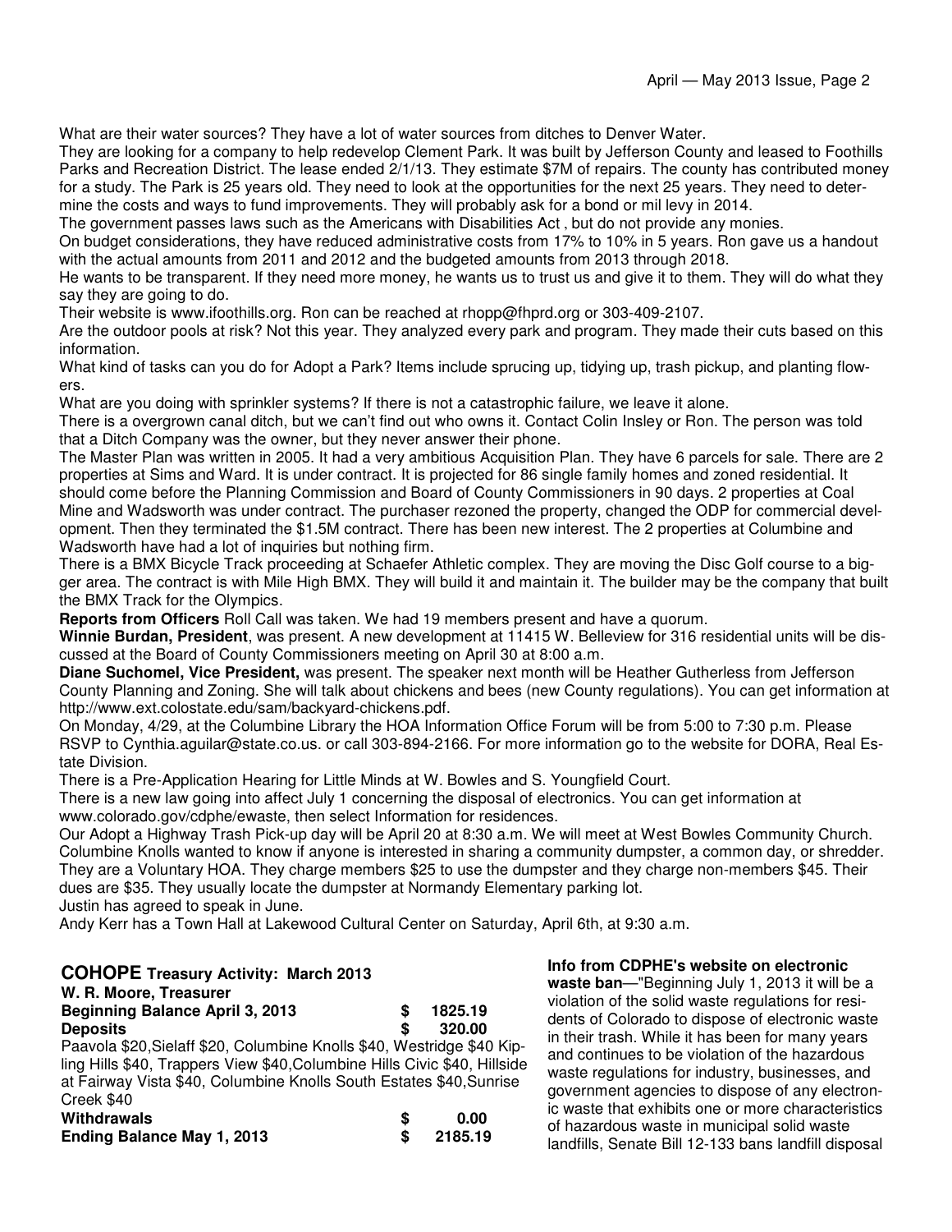What are their water sources? They have a lot of water sources from ditches to Denver Water.

They are looking for a company to help redevelop Clement Park. It was built by Jefferson County and leased to Foothills Parks and Recreation District. The lease ended 2/1/13. They estimate $7M of repairs. The county has contributed money for a study. The Park is 25 years old. They need to look at the opportunities for the next 25 years. They need to determine the costs and ways to fund improvements. They will probably ask for a bond or mil levy in 2014.

The government passes laws such as the Americans with Disabilities Act , but do not provide any monies.

On budget considerations, they have reduced administrative costs from 17% to 10% in 5 years. Ron gave us a handout with the actual amounts from 2011 and 2012 and the budgeted amounts from 2013 through 2018.

He wants to be transparent. If they need more money, he wants us to trust us and give it to them. They will do what they say they are going to do.

Their website is www.ifoothills.org. Ron can be reached at rhopp@fhprd.org or 303-409-2107.

Are the outdoor pools at risk? Not this year. They analyzed every park and program. They made their cuts based on this information.

What kind of tasks can you do for Adopt a Park? Items include sprucing up, tidying up, trash pickup, and planting flowers.

What are you doing with sprinkler systems? If there is not a catastrophic failure, we leave it alone.

There is a overgrown canal ditch, but we can't find out who owns it. Contact Colin Insley or Ron. The person was told that a Ditch Company was the owner, but they never answer their phone.

The Master Plan was written in 2005. It had a very ambitious Acquisition Plan. They have 6 parcels for sale. There are 2 properties at Sims and Ward. It is under contract. It is projected for 86 single family homes and zoned residential. It should come before the Planning Commission and Board of County Commissioners in 90 days. 2 properties at Coal Mine and Wadsworth was under contract. The purchaser rezoned the property, changed the ODP for commercial development. Then they terminated the $1.5M contract. There has been new interest. The 2 properties at Columbine and Wadsworth have had a lot of inquiries but nothing firm.

There is a BMX Bicycle Track proceeding at Schaefer Athletic complex. They are moving the Disc Golf course to a bigger area. The contract is with Mile High BMX. They will build it and maintain it. The builder may be the company that built the BMX Track for the Olympics.

**Reports from Officers** Roll Call was taken. We had 19 members present and have a quorum.

**Winnie Burdan, President**, was present. A new development at 11415 W. Belleview for 316 residential units will be discussed at the Board of County Commissioners meeting on April 30 at 8:00 a.m.

**Diane Suchomel, Vice President,** was present. The speaker next month will be Heather Gutherless from Jefferson County Planning and Zoning. She will talk about chickens and bees (new County regulations). You can get information at http://www.ext.colostate.edu/sam/backyard-chickens.pdf.

On Monday, 4/29, at the Columbine Library the HOA Information Office Forum will be from 5:00 to 7:30 p.m. Please RSVP to Cynthia.aguilar@state.co.us. or call 303-894-2166. For more information go to the website for DORA, Real Estate Division.

There is a Pre-Application Hearing for Little Minds at W. Bowles and S. Youngfield Court.

There is a new law going into affect July 1 concerning the disposal of electronics. You can get information at www.colorado.gov/cdphe/ewaste, then select Information for residences.

Our Adopt a Highway Trash Pick-up day will be April 20 at 8:30 a.m. We will meet at West Bowles Community Church.

Columbine Knolls wanted to know if anyone is interested in sharing a community dumpster, a common day, or shredder. They are a Voluntary HOA. They charge members $25 to use the dumpster and they charge non-members $45. Their dues are $35. They usually locate the dumpster at Normandy Elementary parking lot.

Justin has agreed to speak in June.

Andy Kerr has a Town Hall at Lakewood Cultural Center on Saturday, April 6th, at 9:30 a.m.

## COHOPE Treasury Activity: March 2013

**W. R. Moore, Treasurer**

| | | |
|---|---|---|
| **Beginning Balance April 3, 2013** | **$** | **1825.19** |
| **Deposits** | **$** | **320.00** |

Paavola $20, Sielaff $20, Columbine Knolls $40, Westridge $40 Kipling Hills $40, Trappers View $40, Columbine Hills Civic $40, Hillside at Fairway Vista $40, Columbine Knolls South Estates $40, Sunrise Creek $40

| | | |
|---|---|---|
| **Withdrawals** | **$** | **0.00** |
| **Ending Balance May 1, 2013** | **$** | **2185.19** |

**Info from CDPHE's website on electronic waste ban**—"Beginning July 1, 2013 it will be a violation of the solid waste regulations for residents of Colorado to dispose of electronic waste in their trash. While it has been for many years and continues to be violation of the hazardous waste regulations for industry, businesses, and government agencies to dispose of any electronic waste that exhibits one or more characteristics of hazardous waste in municipal solid waste landfills, Senate Bill 12-133 bans landfill disposal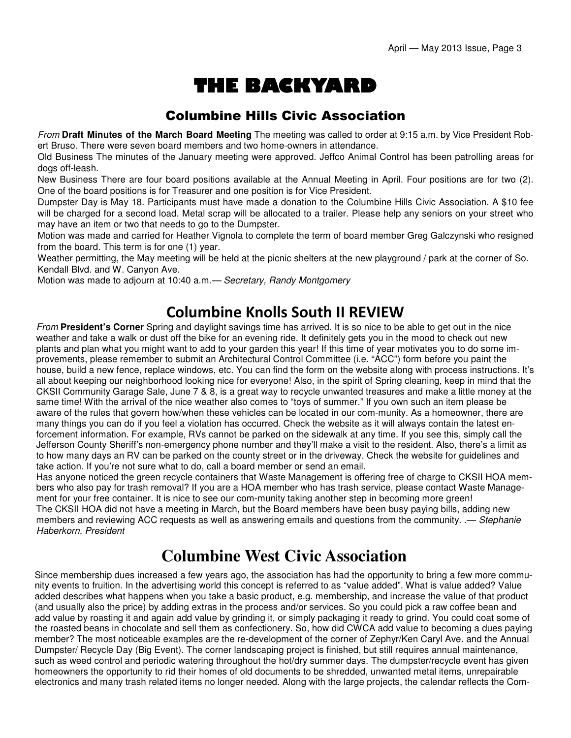# THE BACKYARD

## Columbine Hills Civic Association

*From* **Draft Minutes of the March Board Meeting** The meeting was called to order at 9:15 a.m. by Vice President Robert Bruso. There were seven board members and two home-owners in attendance.

Old Business The minutes of the January meeting were approved. Jeffco Animal Control has been patrolling areas for dogs off-leash.

New Business There are four board positions available at the Annual Meeting in April. Four positions are for two (2). One of the board positions is for Treasurer and one position is for Vice President.

Dumpster Day is May 18. Participants must have made a donation to the Columbine Hills Civic Association. A $10 fee will be charged for a second load. Metal scrap will be allocated to a trailer. Please help any seniors on your street who may have an item or two that needs to go to the Dumpster.

Motion was made and carried for Heather Vignola to complete the term of board member Greg Galczynski who resigned from the board. This term is for one (1) year.

Weather permitting, the May meeting will be held at the picnic shelters at the new playground / park at the corner of So. Kendall Blvd. and W. Canyon Ave.

Motion was made to adjourn at 10:40 a.m.— *Secretary, Randy Montgomery*

## Columbine Knolls South II REVIEW

*From* **President's Corner** Spring and daylight savings time has arrived. It is so nice to be able to get out in the nice weather and take a walk or dust off the bike for an evening ride. It definitely gets you in the mood to check out new plants and plan what you might want to add to your garden this year! If this time of year motivates you to do some improvements, please remember to submit an Architectural Control Committee (i.e. "ACC") form before you paint the house, build a new fence, replace windows, etc. You can find the form on the website along with process instructions. It's all about keeping our neighborhood looking nice for everyone! Also, in the spirit of Spring cleaning, keep in mind that the CKSII Community Garage Sale, June 7 & 8, is a great way to recycle unwanted treasures and make a little money at the same time! With the arrival of the nice weather also comes to "toys of summer." If you own such an item please be aware of the rules that govern how/when these vehicles can be located in our com-munity. As a homeowner, there are many things you can do if you feel a violation has occurred. Check the website as it will always contain the latest enforcement information. For example, RVs cannot be parked on the sidewalk at any time. If you see this, simply call the Jefferson County Sheriff's non-emergency phone number and they'll make a visit to the resident. Also, there's a limit as to how many days an RV can be parked on the county street or in the driveway. Check the website for guidelines and take action. If you're not sure what to do, call a board member or send an email.

Has anyone noticed the green recycle containers that Waste Management is offering free of charge to CKSII HOA members who also pay for trash removal? If you are a HOA member who has trash service, please contact Waste Management for your free container. It is nice to see our com-munity taking another step in becoming more green!

The CKSII HOA did not have a meeting in March, but the Board members have been busy paying bills, adding new members and reviewing ACC requests as well as answering emails and questions from the community. .— *Stephanie Haberkorn, President*

## Columbine West Civic Association

Since membership dues increased a few years ago, the association has had the opportunity to bring a few more community events to fruition. In the advertising world this concept is referred to as "value added". What is value added? Value added describes what happens when you take a basic product, e.g. membership, and increase the value of that product (and usually also the price) by adding extras in the process and/or services. So you could pick a raw coffee bean and add value by roasting it and again add value by grinding it, or simply packaging it ready to grind. You could coat some of the roasted beans in chocolate and sell them as confectionery. So, how did CWCA add value to becoming a dues paying member? The most noticeable examples are the re-development of the corner of Zephyr/Ken Caryl Ave. and the Annual Dumpster/ Recycle Day (Big Event). The corner landscaping project is finished, but still requires annual maintenance, such as weed control and periodic watering throughout the hot/dry summer days. The dumpster/recycle event has given homeowners the opportunity to rid their homes of old documents to be shredded, unwanted metal items, unrepairable electronics and many trash related items no longer needed. Along with the large projects, the calendar reflects the Com-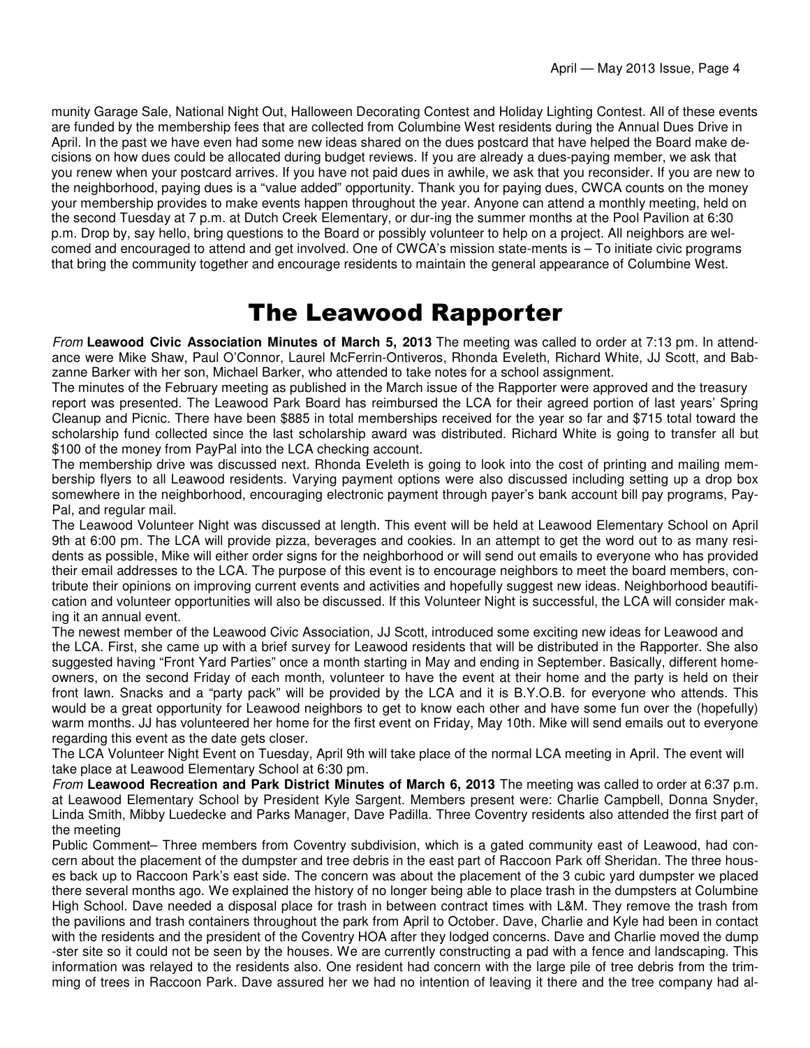munity Garage Sale, National Night Out, Halloween Decorating Contest and Holiday Lighting Contest. All of these events are funded by the membership fees that are collected from Columbine West residents during the Annual Dues Drive in April. In the past we have even had some new ideas shared on the dues postcard that have helped the Board make decisions on how dues could be allocated during budget reviews. If you are already a dues-paying member, we ask that you renew when your postcard arrives. If you have not paid dues in awhile, we ask that you reconsider. If you are new to the neighborhood, paying dues is a "value added" opportunity. Thank you for paying dues, CWCA counts on the money your membership provides to make events happen throughout the year. Anyone can attend a monthly meeting, held on the second Tuesday at 7 p.m. at Dutch Creek Elementary, or dur-ing the summer months at the Pool Pavilion at 6:30 p.m. Drop by, say hello, bring questions to the Board or possibly volunteer to help on a project. All neighbors are welcomed and encouraged to attend and get involved. One of CWCA's mission state-ments is – To initiate civic programs that bring the community together and encourage residents to maintain the general appearance of Columbine West.

# The Leawood Rapporter

*From* **Leawood Civic Association Minutes of March 5, 2013** The meeting was called to order at 7:13 pm. In attendance were Mike Shaw, Paul O'Connor, Laurel McFerrin-Ontiveros, Rhonda Eveleth, Richard White, JJ Scott, and Babzanne Barker with her son, Michael Barker, who attended to take notes for a school assignment.

The minutes of the February meeting as published in the March issue of the Rapporter were approved and the treasury report was presented. The Leawood Park Board has reimbursed the LCA for their agreed portion of last years' Spring Cleanup and Picnic. There have been $885 in total memberships received for the year so far and $715 total toward the scholarship fund collected since the last scholarship award was distributed. Richard White is going to transfer all but $100 of the money from PayPal into the LCA checking account.

The membership drive was discussed next. Rhonda Eveleth is going to look into the cost of printing and mailing membership flyers to all Leawood residents. Varying payment options were also discussed including setting up a drop box somewhere in the neighborhood, encouraging electronic payment through payer's bank account bill pay programs, PayPal, and regular mail.

The Leawood Volunteer Night was discussed at length. This event will be held at Leawood Elementary School on April 9th at 6:00 pm. The LCA will provide pizza, beverages and cookies. In an attempt to get the word out to as many residents as possible, Mike will either order signs for the neighborhood or will send out emails to everyone who has provided their email addresses to the LCA. The purpose of this event is to encourage neighbors to meet the board members, contribute their opinions on improving current events and activities and hopefully suggest new ideas. Neighborhood beautification and volunteer opportunities will also be discussed. If this Volunteer Night is successful, the LCA will consider making it an annual event.

The newest member of the Leawood Civic Association, JJ Scott, introduced some exciting new ideas for Leawood and the LCA. First, she came up with a brief survey for Leawood residents that will be distributed in the Rapporter. She also suggested having "Front Yard Parties" once a month starting in May and ending in September. Basically, different homeowners, on the second Friday of each month, volunteer to have the event at their home and the party is held on their front lawn. Snacks and a "party pack" will be provided by the LCA and it is B.Y.O.B. for everyone who attends. This would be a great opportunity for Leawood neighbors to get to know each other and have some fun over the (hopefully) warm months. JJ has volunteered her home for the first event on Friday, May 10th. Mike will send emails out to everyone regarding this event as the date gets closer.

The LCA Volunteer Night Event on Tuesday, April 9th will take place of the normal LCA meeting in April. The event will take place at Leawood Elementary School at 6:30 pm.

*From* **Leawood Recreation and Park District Minutes of March 6, 2013** The meeting was called to order at 6:37 p.m. at Leawood Elementary School by President Kyle Sargent. Members present were: Charlie Campbell, Donna Snyder, Linda Smith, Mibby Luedecke and Parks Manager, Dave Padilla. Three Coventry residents also attended the first part of the meeting

Public Comment– Three members from Coventry subdivision, which is a gated community east of Leawood, had concern about the placement of the dumpster and tree debris in the east part of Raccoon Park off Sheridan. The three houses back up to Raccoon Park's east side. The concern was about the placement of the 3 cubic yard dumpster we placed there several months ago. We explained the history of no longer being able to place trash in the dumpsters at Columbine High School. Dave needed a disposal place for trash in between contract times with L&M. They remove the trash from the pavilions and trash containers throughout the park from April to October. Dave, Charlie and Kyle had been in contact with the residents and the president of the Coventry HOA after they lodged concerns. Dave and Charlie moved the dump-ster site so it could not be seen by the houses. We are currently constructing a pad with a fence and landscaping. This information was relayed to the residents also. One resident had concern with the large pile of tree debris from the trimming of trees in Raccoon Park. Dave assured her we had no intention of leaving it there and the tree company had al-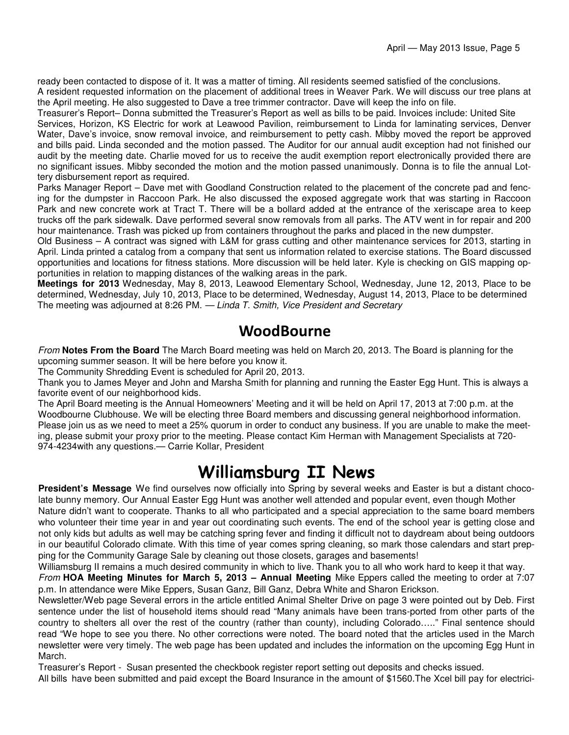ready been contacted to dispose of it. It was a matter of timing. All residents seemed satisfied of the conclusions.
A resident requested information on the placement of additional trees in Weaver Park. We will discuss our tree plans at the April meeting. He also suggested to Dave a tree trimmer contractor. Dave will keep the info on file.
Treasurer's Report– Donna submitted the Treasurer's Report as well as bills to be paid. Invoices include: United Site Services, Horizon, KS Electric for work at Leawood Pavilion, reimbursement to Linda for laminating services, Denver Water, Dave's invoice, snow removal invoice, and reimbursement to petty cash. Mibby moved the report be approved and bills paid. Linda seconded and the motion passed. The Auditor for our annual audit exception had not finished our audit by the meeting date. Charlie moved for us to receive the audit exemption report electronically provided there are no significant issues. Mibby seconded the motion and the motion passed unanimously. Donna is to file the annual Lottery disbursement report as required.
Parks Manager Report – Dave met with Goodland Construction related to the placement of the concrete pad and fencing for the dumpster in Raccoon Park. He also discussed the exposed aggregate work that was starting in Raccoon Park and new concrete work at Tract T. There will be a bollard added at the entrance of the xeriscape area to keep trucks off the park sidewalk. Dave performed several snow removals from all parks. The ATV went in for repair and 200 hour maintenance. Trash was picked up from containers throughout the parks and placed in the new dumpster.
Old Business – A contract was signed with L&M for grass cutting and other maintenance services for 2013, starting in April. Linda printed a catalog from a company that sent us information related to exercise stations. The Board discussed opportunities and locations for fitness stations. More discussion will be held later. Kyle is checking on GIS mapping opportunities in relation to mapping distances of the walking areas in the park.
**Meetings for 2013** Wednesday, May 8, 2013, Leawood Elementary School, Wednesday, June 12, 2013, Place to be determined, Wednesday, July 10, 2013, Place to be determined, Wednesday, August 14, 2013, Place to be determined
The meeting was adjourned at 8:26 PM. — *Linda T. Smith, Vice President and Secretary*

## WoodBourne

*From* **Notes From the Board** The March Board meeting was held on March 20, 2013. The Board is planning for the upcoming summer season. It will be here before you know it.
The Community Shredding Event is scheduled for April 20, 2013.
Thank you to James Meyer and John and Marsha Smith for planning and running the Easter Egg Hunt. This is always a favorite event of our neighborhood kids.
The April Board meeting is the Annual Homeowners' Meeting and it will be held on April 17, 2013 at 7:00 p.m. at the Woodbourne Clubhouse. We will be electing three Board members and discussing general neighborhood information. Please join us as we need to meet a 25% quorum in order to conduct any business. If you are unable to make the meeting, please submit your proxy prior to the meeting. Please contact Kim Herman with Management Specialists at 720-974-4234with any questions.— Carrie Kollar, President

# Williamsburg II News

**President's Message** We find ourselves now officially into Spring by several weeks and Easter is but a distant chocolate bunny memory. Our Annual Easter Egg Hunt was another well attended and popular event, even though Mother Nature didn't want to cooperate. Thanks to all who participated and a special appreciation to the same board members who volunteer their time year in and year out coordinating such events. The end of the school year is getting close and not only kids but adults as well may be catching spring fever and finding it difficult not to daydream about being outdoors in our beautiful Colorado climate. With this time of year comes spring cleaning, so mark those calendars and start prepping for the Community Garage Sale by cleaning out those closets, garages and basements!
Williamsburg II remains a much desired community in which to live. Thank you to all who work hard to keep it that way.
*From* **HOA Meeting Minutes for March 5, 2013 – Annual Meeting** Mike Eppers called the meeting to order at 7:07 p.m. In attendance were Mike Eppers, Susan Ganz, Bill Ganz, Debra White and Sharon Erickson.
Newsletter/Web page Several errors in the article entitled Animal Shelter Drive on page 3 were pointed out by Deb. First sentence under the list of household items should read "Many animals have been trans-ported from other parts of the country to shelters all over the rest of the country (rather than county), including Colorado….." Final sentence should read "We hope to see you there. No other corrections were noted. The board noted that the articles used in the March newsletter were very timely. The web page has been updated and includes the information on the upcoming Egg Hunt in March.
Treasurer's Report - Susan presented the checkbook register report setting out deposits and checks issued.
All bills have been submitted and paid except the Board Insurance in the amount of $1560.The Xcel bill pay for electrici-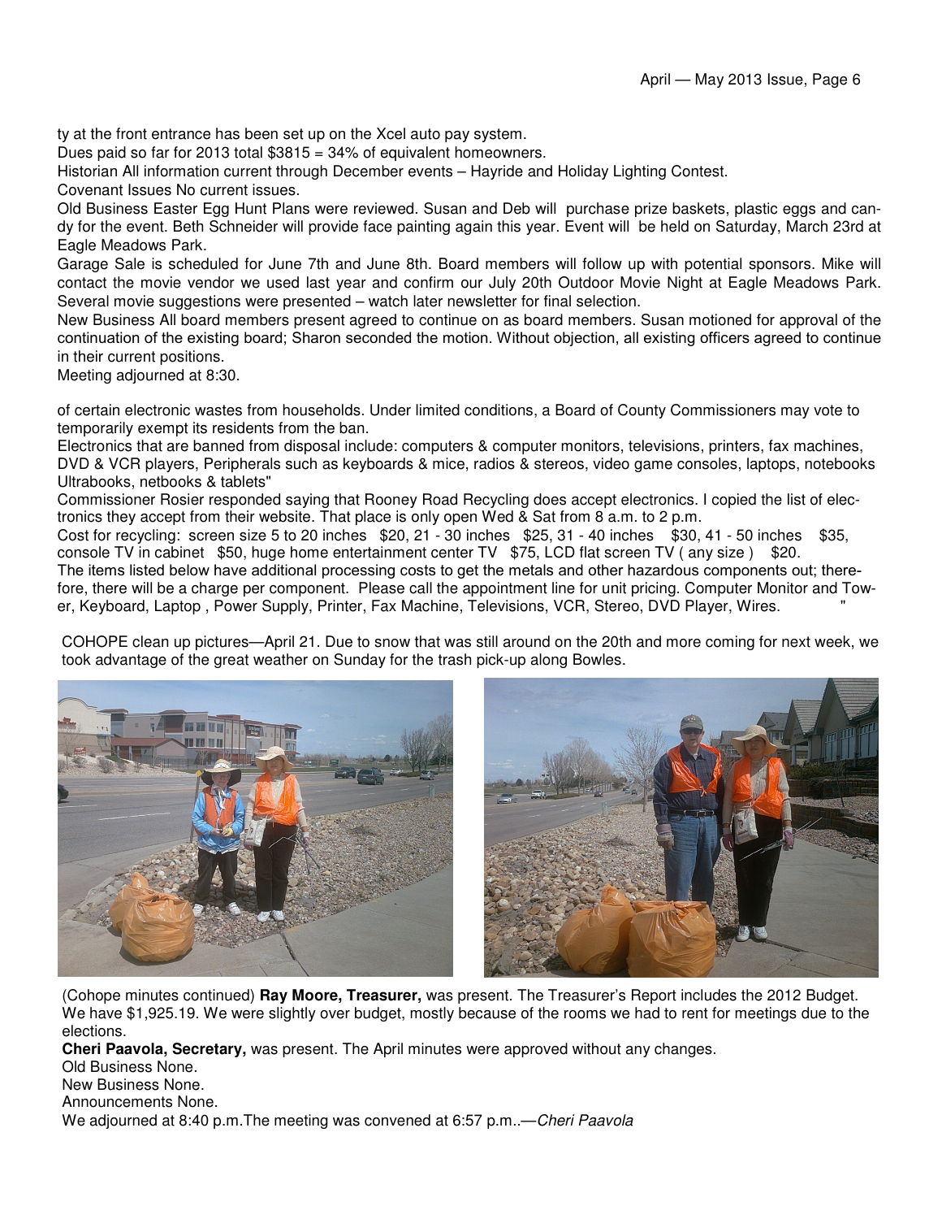ty at the front entrance has been set up on the Xcel auto pay system.

Dues paid so far for 2013 total $3815 = 34% of equivalent homeowners.

Historian All information current through December events – Hayride and Holiday Lighting Contest.

Covenant Issues No current issues.

Old Business Easter Egg Hunt Plans were reviewed. Susan and Deb will purchase prize baskets, plastic eggs and candy for the event. Beth Schneider will provide face painting again this year. Event will be held on Saturday, March 23rd at Eagle Meadows Park.

Garage Sale is scheduled for June 7th and June 8th. Board members will follow up with potential sponsors. Mike will contact the movie vendor we used last year and confirm our July 20th Outdoor Movie Night at Eagle Meadows Park. Several movie suggestions were presented – watch later newsletter for final selection.

New Business All board members present agreed to continue on as board members. Susan motioned for approval of the continuation of the existing board; Sharon seconded the motion. Without objection, all existing officers agreed to continue in their current positions.

Meeting adjourned at 8:30.

of certain electronic wastes from households. Under limited conditions, a Board of County Commissioners may vote to temporarily exempt its residents from the ban.

Electronics that are banned from disposal include: computers & computer monitors, televisions, printers, fax machines, DVD & VCR players, Peripherals such as keyboards & mice, radios & stereos, video game consoles, laptops, notebooks Ultrabooks, netbooks & tablets"

Commissioner Rosier responded saying that Rooney Road Recycling does accept electronics. I copied the list of electronics they accept from their website. That place is only open Wed & Sat from 8 a.m. to 2 p.m.

Cost for recycling: screen size 5 to 20 inches $20, 21 - 30 inches $25, 31 - 40 inches $30, 41 - 50 inches $35, console TV in cabinet $50, huge home entertainment center TV $75, LCD flat screen TV ( any size ) $20.

The items listed below have additional processing costs to get the metals and other hazardous components out; therefore, there will be a charge per component. Please call the appointment line for unit pricing. Computer Monitor and Tower, Keyboard, Laptop , Power Supply, Printer, Fax Machine, Televisions, VCR, Stereo, DVD Player, Wires. "

COHOPE clean up pictures—April 21. Due to snow that was still around on the 20th and more coming for next week, we took advantage of the great weather on Sunday for the trash pick-up along Bowles.

(Cohope minutes continued) **Ray Moore, Treasurer,** was present. The Treasurer's Report includes the 2012 Budget. We have $1,925.19. We were slightly over budget, mostly because of the rooms we had to rent for meetings due to the elections.

**Cheri Paavola, Secretary,** was present. The April minutes were approved without any changes.

Old Business None.

New Business None.

Announcements None.

We adjourned at 8:40 p.m.The meeting was convened at 6:57 p.m..—*Cheri Paavola*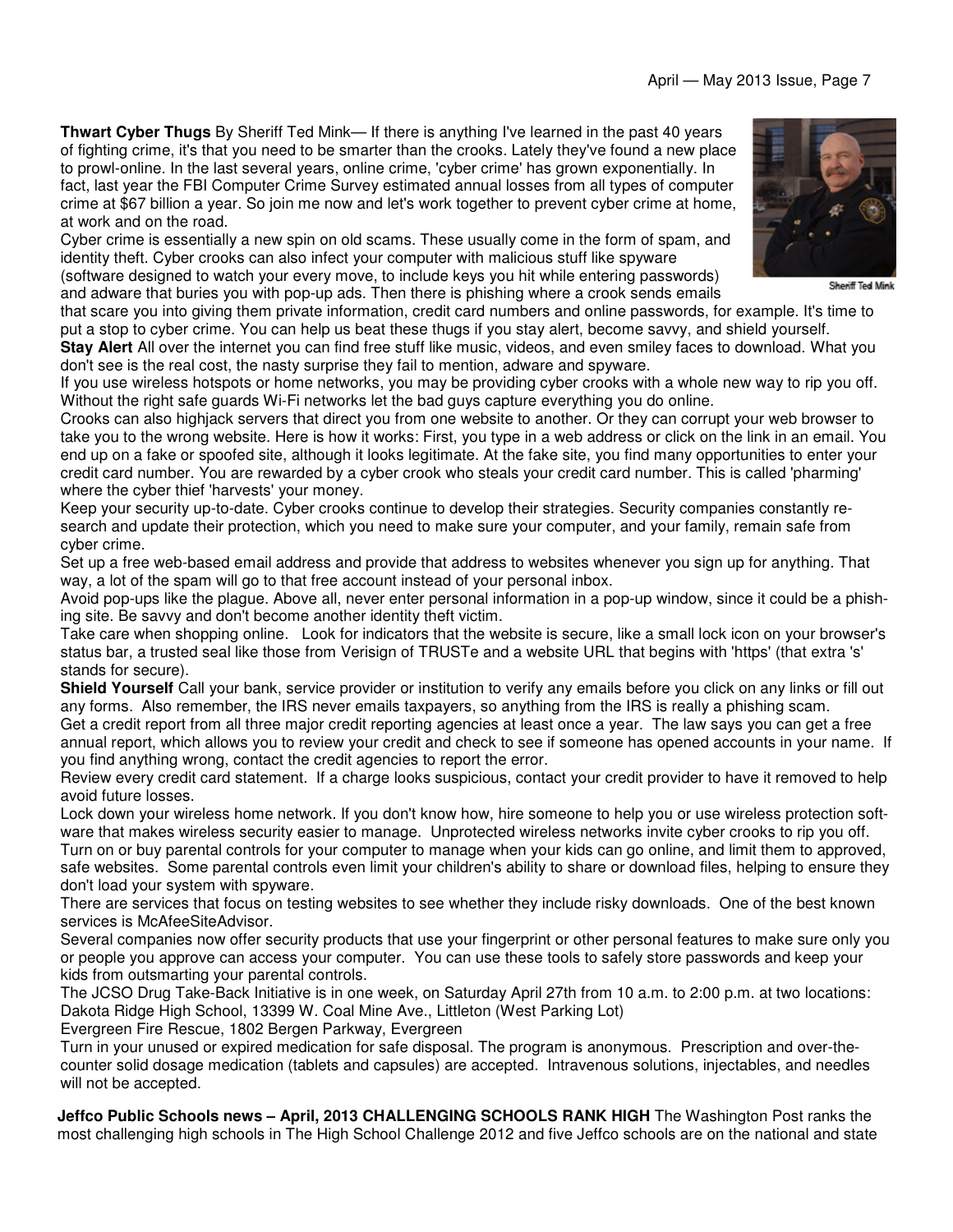**Thwart Cyber Thugs** By Sheriff Ted Mink— If there is anything I've learned in the past 40 years of fighting crime, it's that you need to be smarter than the crooks. Lately they've found a new place to prowl-online. In the last several years, online crime, 'cyber crime' has grown exponentially. In fact, last year the FBI Computer Crime Survey estimated annual losses from all types of computer crime at $67 billion a year. So join me now and let's work together to prevent cyber crime at home, at work and on the road.

Sheriff Ted Mink

Cyber crime is essentially a new spin on old scams. These usually come in the form of spam, and identity theft. Cyber crooks can also infect your computer with malicious stuff like spyware (software designed to watch your every move, to include keys you hit while entering passwords) and adware that buries you with pop-up ads. Then there is phishing where a crook sends emails that scare you into giving them private information, credit card numbers and online passwords, for example. It's time to put a stop to cyber crime. You can help us beat these thugs if you stay alert, become savvy, and shield yourself.

**Stay Alert** All over the internet you can find free stuff like music, videos, and even smiley faces to download. What you don't see is the real cost, the nasty surprise they fail to mention, adware and spyware.

If you use wireless hotspots or home networks, you may be providing cyber crooks with a whole new way to rip you off. Without the right safe guards Wi-Fi networks let the bad guys capture everything you do online.

Crooks can also highjack servers that direct you from one website to another. Or they can corrupt your web browser to take you to the wrong website. Here is how it works: First, you type in a web address or click on the link in an email. You end up on a fake or spoofed site, although it looks legitimate. At the fake site, you find many opportunities to enter your credit card number. You are rewarded by a cyber crook who steals your credit card number. This is called 'pharming' where the cyber thief 'harvests' your money.

Keep your security up-to-date. Cyber crooks continue to develop their strategies. Security companies constantly research and update their protection, which you need to make sure your computer, and your family, remain safe from cyber crime.

Set up a free web-based email address and provide that address to websites whenever you sign up for anything. That way, a lot of the spam will go to that free account instead of your personal inbox.

Avoid pop-ups like the plague. Above all, never enter personal information in a pop-up window, since it could be a phishing site. Be savvy and don't become another identity theft victim.

Take care when shopping online. Look for indicators that the website is secure, like a small lock icon on your browser's status bar, a trusted seal like those from Verisign of TRUSTe and a website URL that begins with 'https' (that extra 's' stands for secure).

**Shield Yourself** Call your bank, service provider or institution to verify any emails before you click on any links or fill out any forms. Also remember, the IRS never emails taxpayers, so anything from the IRS is really a phishing scam.

Get a credit report from all three major credit reporting agencies at least once a year. The law says you can get a free annual report, which allows you to review your credit and check to see if someone has opened accounts in your name. If you find anything wrong, contact the credit agencies to report the error.

Review every credit card statement. If a charge looks suspicious, contact your credit provider to have it removed to help avoid future losses.

Lock down your wireless home network. If you don't know how, hire someone to help you or use wireless protection software that makes wireless security easier to manage. Unprotected wireless networks invite cyber crooks to rip you off.

Turn on or buy parental controls for your computer to manage when your kids can go online, and limit them to approved, safe websites. Some parental controls even limit your children's ability to share or download files, helping to ensure they don't load your system with spyware.

There are services that focus on testing websites to see whether they include risky downloads. One of the best known services is McAfeeSiteAdvisor.

Several companies now offer security products that use your fingerprint or other personal features to make sure only you or people you approve can access your computer. You can use these tools to safely store passwords and keep your kids from outsmarting your parental controls.

The JCSO Drug Take-Back Initiative is in one week, on Saturday April 27th from 10 a.m. to 2:00 p.m. at two locations: Dakota Ridge High School, 13399 W. Coal Mine Ave., Littleton (West Parking Lot)

Evergreen Fire Rescue, 1802 Bergen Parkway, Evergreen

Turn in your unused or expired medication for safe disposal. The program is anonymous. Prescription and over-the-counter solid dosage medication (tablets and capsules) are accepted. Intravenous solutions, injectables, and needles will not be accepted.

**Jeffco Public Schools news – April, 2013 CHALLENGING SCHOOLS RANK HIGH** The Washington Post ranks the most challenging high schools in The High School Challenge 2012 and five Jeffco schools are on the national and state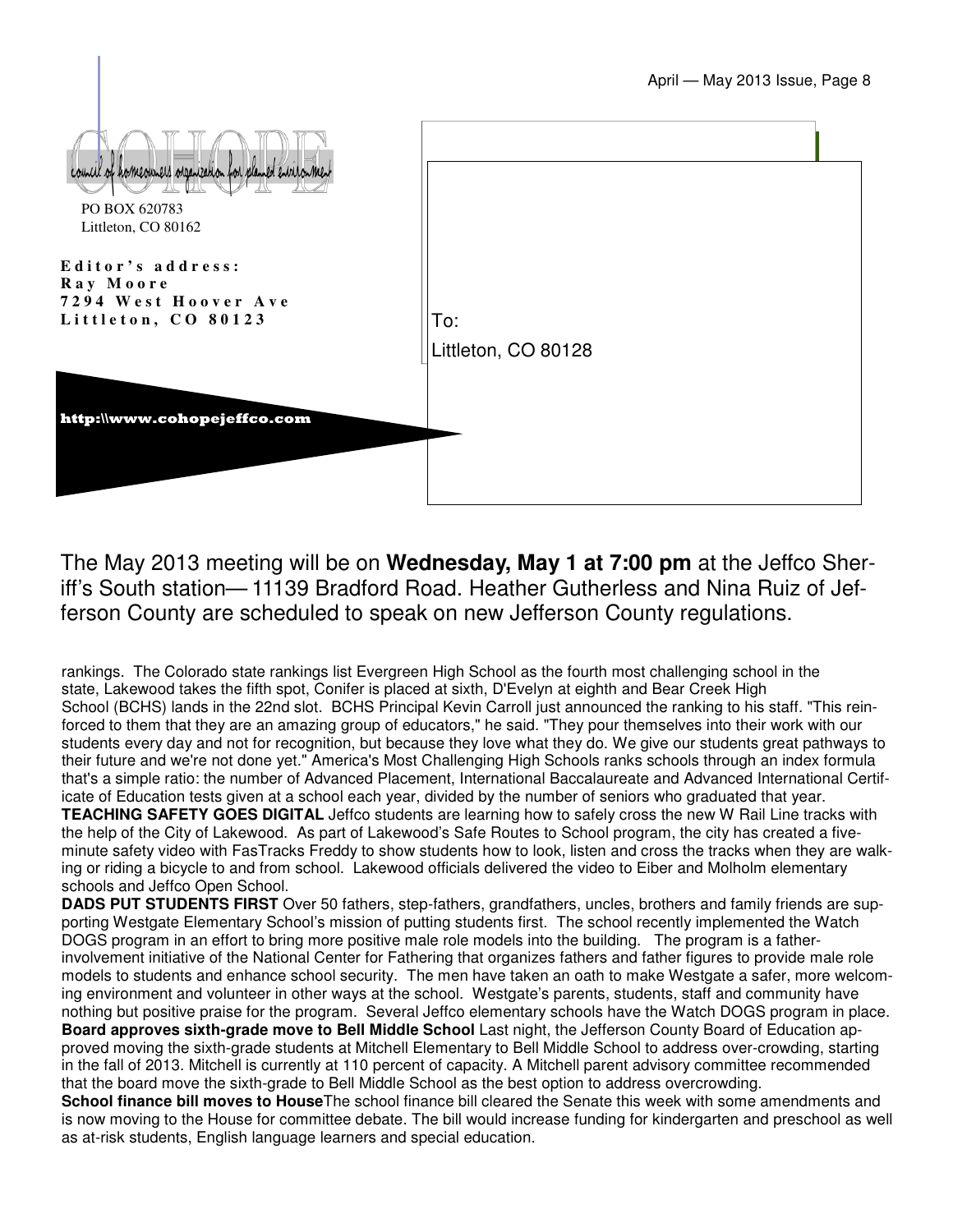COHOPE

council of homeowners organization for planned environment

PO BOX 620783
Littleton, CO 80162

**Editor's address:**
**Ray Moore**
**7294 West Hoover Ave**
**Littleton, CO 80123**

**http:\\www.cohopejeffco.com**

To:

Littleton, CO 80128

The May 2013 meeting will be on **Wednesday, May 1 at 7:00 pm** at the Jeffco Sheriff's South station— 11139 Bradford Road. Heather Gutherless and Nina Ruiz of Jefferson County are scheduled to speak on new Jefferson County regulations.

rankings. The Colorado state rankings list Evergreen High School as the fourth most challenging school in the state, Lakewood takes the fifth spot, Conifer is placed at sixth, D'Evelyn at eighth and Bear Creek High School (BCHS) lands in the 22nd slot. BCHS Principal Kevin Carroll just announced the ranking to his staff. "This reinforced to them that they are an amazing group of educators," he said. "They pour themselves into their work with our students every day and not for recognition, but because they love what they do. We give our students great pathways to their future and we're not done yet." America's Most Challenging High Schools ranks schools through an index formula that's a simple ratio: the number of Advanced Placement, International Baccalaureate and Advanced International Certificate of Education tests given at a school each year, divided by the number of seniors who graduated that year.

**TEACHING SAFETY GOES DIGITAL** Jeffco students are learning how to safely cross the new W Rail Line tracks with the help of the City of Lakewood. As part of Lakewood's Safe Routes to School program, the city has created a five-minute safety video with FasTracks Freddy to show students how to look, listen and cross the tracks when they are walking or riding a bicycle to and from school. Lakewood officials delivered the video to Eiber and Molholm elementary schools and Jeffco Open School.

**DADS PUT STUDENTS FIRST** Over 50 fathers, step-fathers, grandfathers, uncles, brothers and family friends are supporting Westgate Elementary School's mission of putting students first. The school recently implemented the Watch DOGS program in an effort to bring more positive male role models into the building. The program is a father-involvement initiative of the National Center for Fathering that organizes fathers and father figures to provide male role models to students and enhance school security. The men have taken an oath to make Westgate a safer, more welcoming environment and volunteer in other ways at the school. Westgate's parents, students, staff and community have nothing but positive praise for the program. Several Jeffco elementary schools have the Watch DOGS program in place.

**Board approves sixth-grade move to Bell Middle School** Last night, the Jefferson County Board of Education approved moving the sixth-grade students at Mitchell Elementary to Bell Middle School to address over-crowding, starting in the fall of 2013. Mitchell is currently at 110 percent of capacity. A Mitchell parent advisory committee recommended that the board move the sixth-grade to Bell Middle School as the best option to address overcrowding.

**School finance bill moves to House**The school finance bill cleared the Senate this week with some amendments and is now moving to the House for committee debate. The bill would increase funding for kindergarten and preschool as well as at-risk students, English language learners and special education.